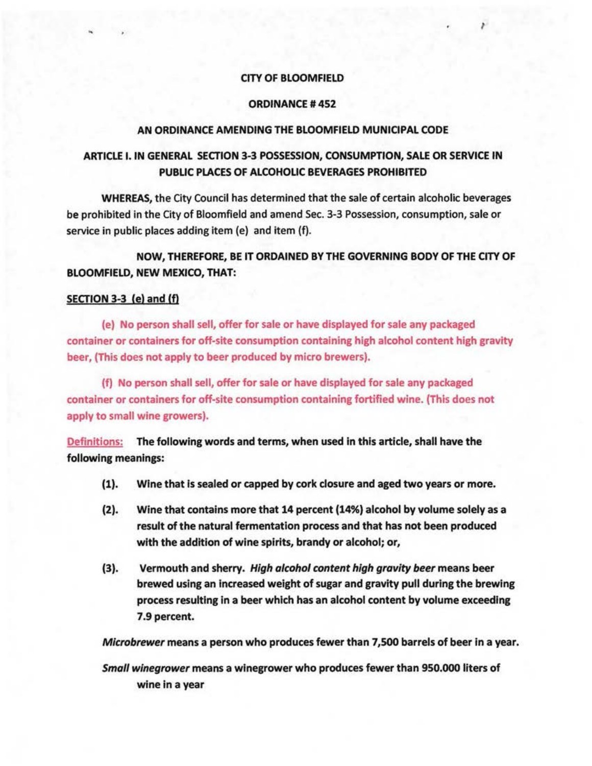**CITY OF BLOOMFIELD**

**ORDINANCE # 452**

**AN ORDINANCE AMENDING THE BLOOMFIELD MUNICIPAL CODE**

**ARTICLE I. IN GENERAL SECTION 3-3 POSSESSION, CONSUMPTION, SALE OR SERVICE IN PUBLIC PLACES OF ALCOHOLIC BEVERAGES PROHIBITED**

**WHEREAS,** the City Council has determined that the sale of certain alcoholic beverages be prohibited in the City of Bloomfield and amend Sec. 3-3 Possession, consumption, sale or service in public places adding item (e) and item (f).

**NOW, THEREFORE, BE IT ORDAINED BY THE GOVERNING BODY OF THE CITY OF BLOOMFIELD, NEW MEXICO, THAT:**

**SECTION 3-3 (e) and (f)**

**(e) No person shall sell, offer for sale or have displayed for sale any packaged container or containers for off-site consumption containing high alcohol content high gravity beer, (This does not apply to beer produced by micro brewers).**

**(f) No person shall sell, offer for sale or have displayed for sale any packaged container or containers for off-site consumption containing fortified wine. (This does not apply to small wine growers).**

**Definitions: The following words and terms, when used in this article, shall have the following meanings:**

**(1). Wine that is sealed or capped by cork closure and aged two years or more.**

**(2). Wine that contains more that 14 percent (14%) alcohol by volume solely as a result of the natural fermentation process and that has not been produced with the addition of wine spirits, brandy or alcohol; or,**

**(3). Vermouth and sherry. *High alcohol content high gravity beer* means beer brewed using an increased weight of sugar and gravity pull during the brewing process resulting in a beer which has an alcohol content by volume exceeding 7.9 percent.**

***Microbrewer* means a person who produces fewer than 7,500 barrels of beer in a year.**

***Small winegrower* means a winegrower who produces fewer than 950.000 liters of wine in a year**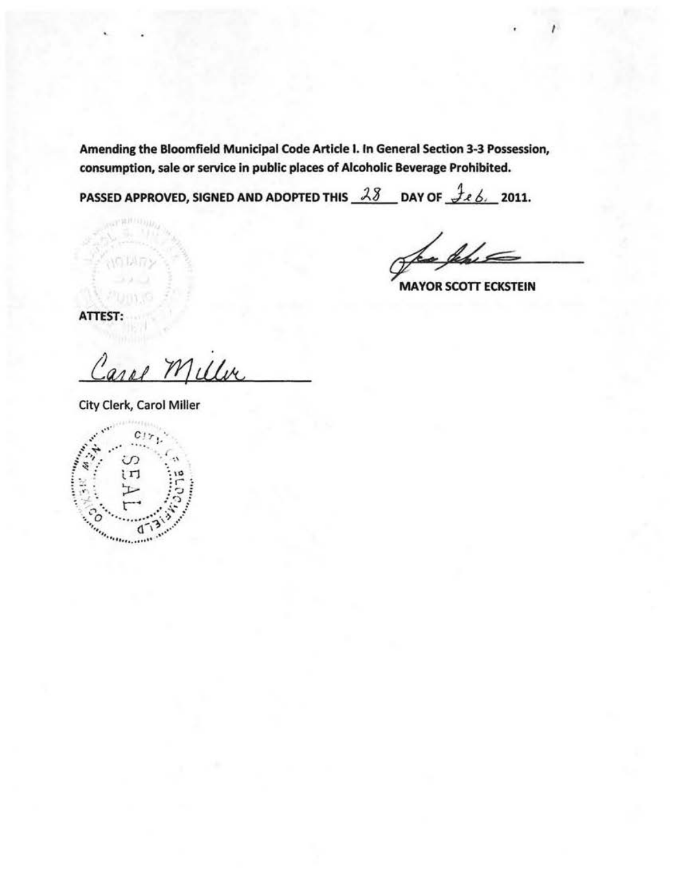**Amending the Bloomfield Municipal Code Article I. In General Section 3-3 Possession, consumption, sale or service in public places of Alcoholic Beverage Prohibited.**

**PASSED APPROVED, SIGNED AND ADOPTED THIS** 28 **DAY OF** Feb. **2011.**

**MAYOR SCOTT ECKSTEIN**

**ATTEST:**

Carol Miller

City Clerk, Carol Miller